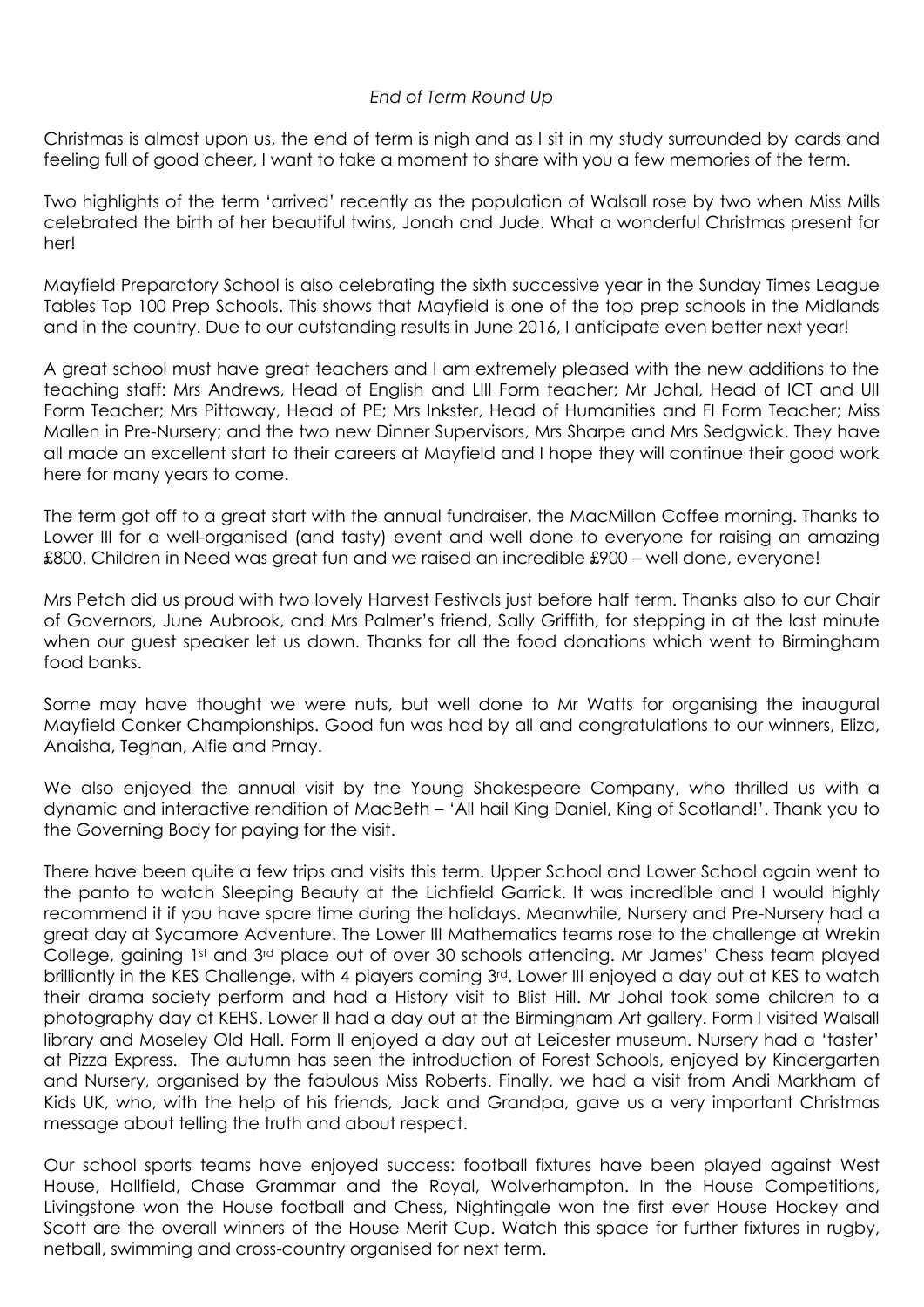*End of Term Round Up*

Christmas is almost upon us, the end of term is nigh and as I sit in my study surrounded by cards and feeling full of good cheer, I want to take a moment to share with you a few memories of the term.

Two highlights of the term 'arrived' recently as the population of Walsall rose by two when Miss Mills celebrated the birth of her beautiful twins, Jonah and Jude. What a wonderful Christmas present for her!

Mayfield Preparatory School is also celebrating the sixth successive year in the Sunday Times League Tables Top 100 Prep Schools. This shows that Mayfield is one of the top prep schools in the Midlands and in the country. Due to our outstanding results in June 2016, I anticipate even better next year!

A great school must have great teachers and I am extremely pleased with the new additions to the teaching staff: Mrs Andrews, Head of English and LIII Form teacher; Mr Johal, Head of ICT and UII Form Teacher; Mrs Pittaway, Head of PE; Mrs Inkster, Head of Humanities and FI Form Teacher; Miss Mallen in Pre-Nursery; and the two new Dinner Supervisors, Mrs Sharpe and Mrs Sedgwick. They have all made an excellent start to their careers at Mayfield and I hope they will continue their good work here for many years to come.

The term got off to a great start with the annual fundraiser, the MacMillan Coffee morning. Thanks to Lower III for a well-organised (and tasty) event and well done to everyone for raising an amazing £800. Children in Need was great fun and we raised an incredible £900 – well done, everyone!

Mrs Petch did us proud with two lovely Harvest Festivals just before half term. Thanks also to our Chair of Governors, June Aubrook, and Mrs Palmer's friend, Sally Griffith, for stepping in at the last minute when our guest speaker let us down. Thanks for all the food donations which went to Birmingham food banks.

Some may have thought we were nuts, but well done to Mr Watts for organising the inaugural Mayfield Conker Championships. Good fun was had by all and congratulations to our winners, Eliza, Anaisha, Teghan, Alfie and Prnay.

We also enjoyed the annual visit by the Young Shakespeare Company, who thrilled us with a dynamic and interactive rendition of MacBeth – 'All hail King Daniel, King of Scotland!'. Thank you to the Governing Body for paying for the visit.

There have been quite a few trips and visits this term. Upper School and Lower School again went to the panto to watch Sleeping Beauty at the Lichfield Garrick. It was incredible and I would highly recommend it if you have spare time during the holidays. Meanwhile, Nursery and Pre-Nursery had a great day at Sycamore Adventure. The Lower III Mathematics teams rose to the challenge at Wrekin College, gaining 1st and 3rd place out of over 30 schools attending. Mr James' Chess team played brilliantly in the KES Challenge, with 4 players coming 3rd. Lower III enjoyed a day out at KES to watch their drama society perform and had a History visit to Blist Hill. Mr Johal took some children to a photography day at KEHS. Lower II had a day out at the Birmingham Art gallery. Form I visited Walsall library and Moseley Old Hall. Form II enjoyed a day out at Leicester museum. Nursery had a 'taster' at Pizza Express. The autumn has seen the introduction of Forest Schools, enjoyed by Kindergarten and Nursery, organised by the fabulous Miss Roberts. Finally, we had a visit from Andi Markham of Kids UK, who, with the help of his friends, Jack and Grandpa, gave us a very important Christmas message about telling the truth and about respect.

Our school sports teams have enjoyed success: football fixtures have been played against West House, Hallfield, Chase Grammar and the Royal, Wolverhampton. In the House Competitions, Livingstone won the House football and Chess, Nightingale won the first ever House Hockey and Scott are the overall winners of the House Merit Cup. Watch this space for further fixtures in rugby, netball, swimming and cross-country organised for next term.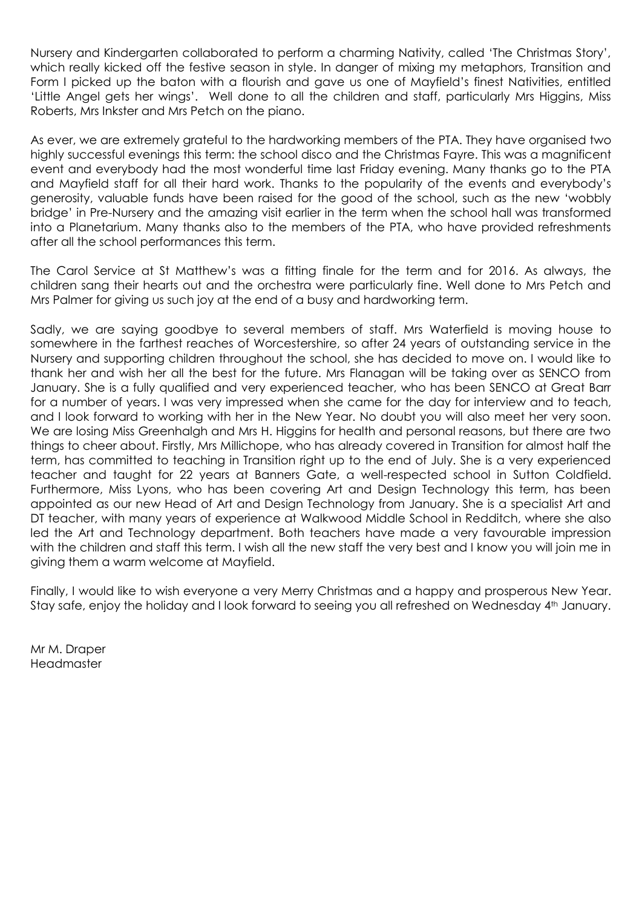Nursery and Kindergarten collaborated to perform a charming Nativity, called 'The Christmas Story', which really kicked off the festive season in style. In danger of mixing my metaphors, Transition and Form I picked up the baton with a flourish and gave us one of Mayfield's finest Nativities, entitled 'Little Angel gets her wings'. Well done to all the children and staff, particularly Mrs Higgins, Miss Roberts, Mrs Inkster and Mrs Petch on the piano.

As ever, we are extremely grateful to the hardworking members of the PTA. They have organised two highly successful evenings this term: the school disco and the Christmas Fayre. This was a magnificent event and everybody had the most wonderful time last Friday evening. Many thanks go to the PTA and Mayfield staff for all their hard work. Thanks to the popularity of the events and everybody's generosity, valuable funds have been raised for the good of the school, such as the new 'wobbly bridge' in Pre-Nursery and the amazing visit earlier in the term when the school hall was transformed into a Planetarium. Many thanks also to the members of the PTA, who have provided refreshments after all the school performances this term.

The Carol Service at St Matthew's was a fitting finale for the term and for 2016. As always, the children sang their hearts out and the orchestra were particularly fine. Well done to Mrs Petch and Mrs Palmer for giving us such joy at the end of a busy and hardworking term.

Sadly, we are saying goodbye to several members of staff. Mrs Waterfield is moving house to somewhere in the farthest reaches of Worcestershire, so after 24 years of outstanding service in the Nursery and supporting children throughout the school, she has decided to move on. I would like to thank her and wish her all the best for the future. Mrs Flanagan will be taking over as SENCO from January. She is a fully qualified and very experienced teacher, who has been SENCO at Great Barr for a number of years. I was very impressed when she came for the day for interview and to teach, and I look forward to working with her in the New Year. No doubt you will also meet her very soon. We are losing Miss Greenhalgh and Mrs H. Higgins for health and personal reasons, but there are two things to cheer about. Firstly, Mrs Millichope, who has already covered in Transition for almost half the term, has committed to teaching in Transition right up to the end of July. She is a very experienced teacher and taught for 22 years at Banners Gate, a well-respected school in Sutton Coldfield. Furthermore, Miss Lyons, who has been covering Art and Design Technology this term, has been appointed as our new Head of Art and Design Technology from January. She is a specialist Art and DT teacher, with many years of experience at Walkwood Middle School in Redditch, where she also led the Art and Technology department. Both teachers have made a very favourable impression with the children and staff this term. I wish all the new staff the very best and I know you will join me in giving them a warm welcome at Mayfield.

Finally, I would like to wish everyone a very Merry Christmas and a happy and prosperous New Year. Stay safe, enjoy the holiday and I look forward to seeing you all refreshed on Wednesday 4th January.

Mr M. Draper
Headmaster